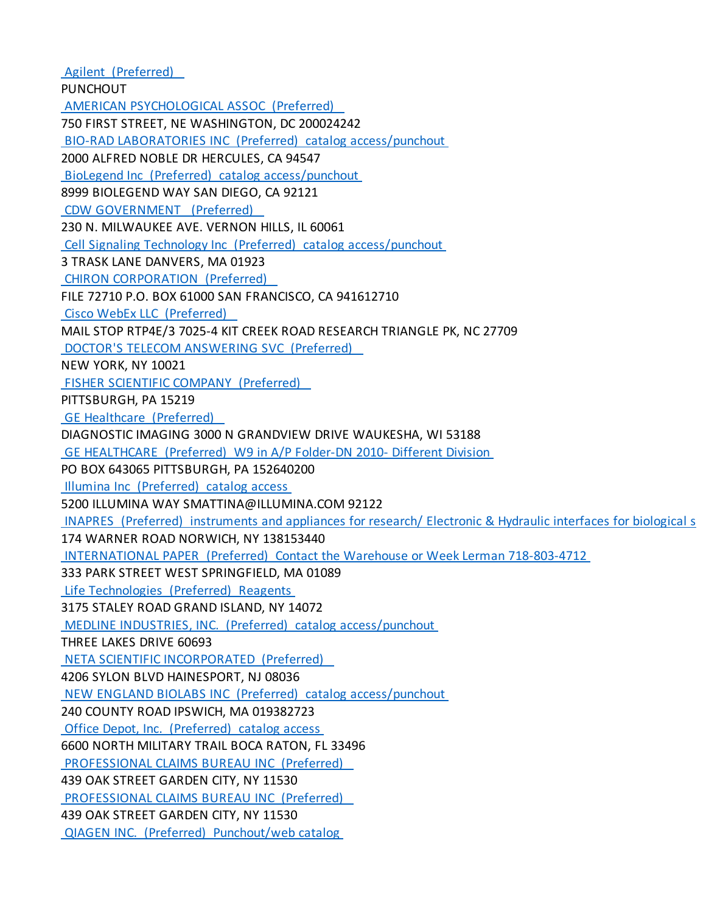Agilent (Preferred)

PUNCHOUT

AMERICAN PSYCHOLOGICAL ASSOC (Preferred)

750 FIRST STREET, NE WASHINGTON, DC 200024242

BIO-RAD LABORATORIES INC (Preferred) catalog access/punchout

2000 ALFRED NOBLE DR HERCULES, CA 94547

BioLegend Inc (Preferred) catalog access/punchout

8999 BIOLEGEND WAY SAN DIEGO, CA 92121

CDW GOVERNMENT (Preferred)

230 N. MILWAUKEE AVE. VERNON HILLS, IL 60061

Cell Signaling Technology Inc (Preferred) catalog access/punchout

3 TRASK LANE DANVERS, MA 01923

CHIRON CORPORATION (Preferred)

FILE 72710 P.O. BOX 61000 SAN FRANCISCO, CA 941612710

Cisco WebEx LLC (Preferred)

MAIL STOP RTP4E/3 7025-4 KIT CREEK ROAD RESEARCH TRIANGLE PK, NC 27709

DOCTOR'S TELECOM ANSWERING SVC (Preferred)

NEW YORK, NY 10021

FISHER SCIENTIFIC COMPANY (Preferred)

PITTSBURGH, PA 15219

GE Healthcare (Preferred)

DIAGNOSTIC IMAGING 3000 N GRANDVIEW DRIVE WAUKESHA, WI 53188

GE HEALTHCARE (Preferred) W9 in A/P Folder-DN 2010- Different Division

PO BOX 643065 PITTSBURGH, PA 152640200

Illumina Inc (Preferred) catalog access

5200 ILLUMINA WAY SMATTINA@ILLUMINA.COM 92122

INAPRES (Preferred) instruments and appliances for research/ Electronic & Hydraulic interfaces for biological s

174 WARNER ROAD NORWICH, NY 138153440

INTERNATIONAL PAPER (Preferred) Contact the Warehouse or Week Lerman 718-803-4712

333 PARK STREET WEST SPRINGFIELD, MA 01089

Life Technologies (Preferred) Reagents

3175 STALEY ROAD GRAND ISLAND, NY 14072

MEDLINE INDUSTRIES, INC. (Preferred) catalog access/punchout

THREE LAKES DRIVE 60693

NETA SCIENTIFIC INCORPORATED (Preferred)

4206 SYLON BLVD HAINESPORT, NJ 08036

NEW ENGLAND BIOLABS INC (Preferred) catalog access/punchout

240 COUNTY ROAD IPSWICH, MA 019382723

Office Depot, Inc. (Preferred) catalog access

6600 NORTH MILITARY TRAIL BOCA RATON, FL 33496

PROFESSIONAL CLAIMS BUREAU INC (Preferred)

439 OAK STREET GARDEN CITY, NY 11530

PROFESSIONAL CLAIMS BUREAU INC (Preferred)

439 OAK STREET GARDEN CITY, NY 11530

QIAGEN INC. (Preferred) Punchout/web catalog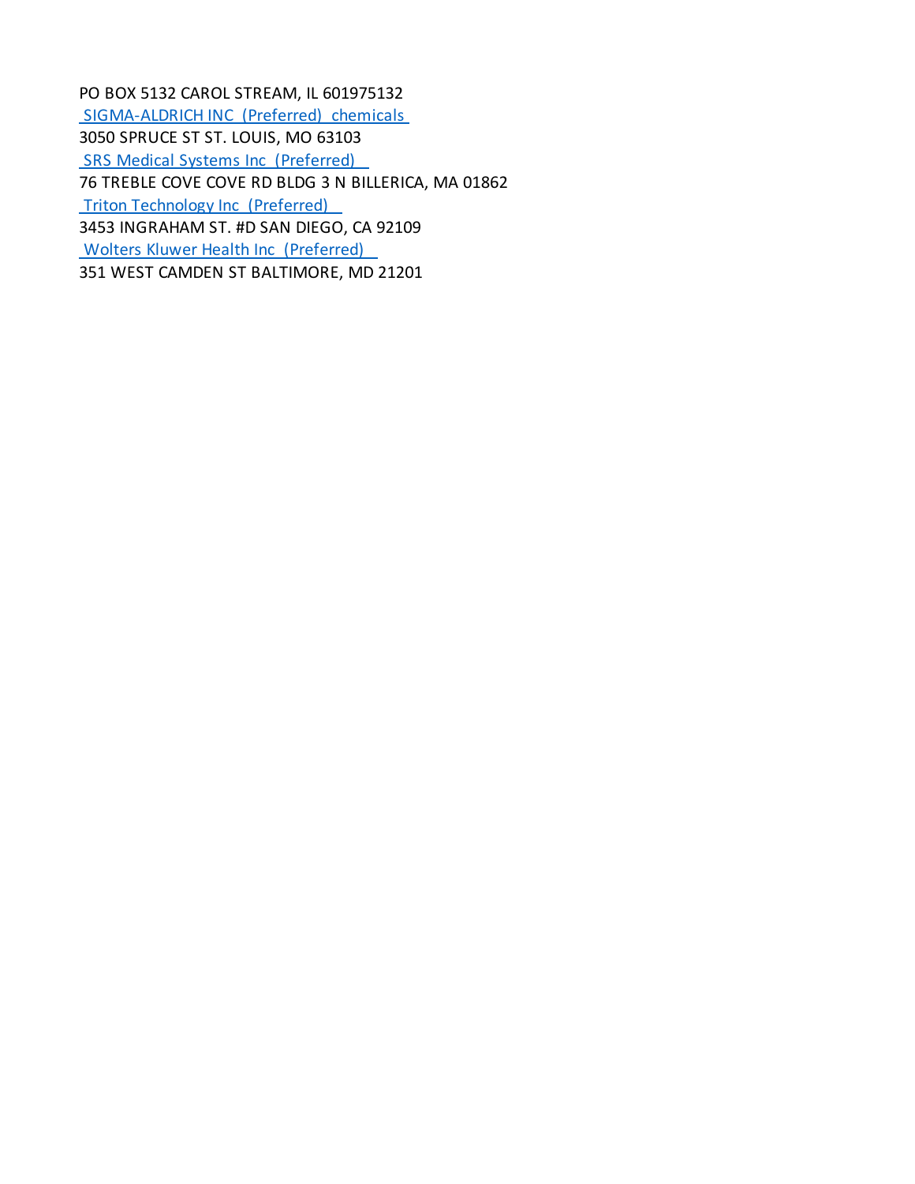PO BOX 5132 CAROL STREAM, IL 601975132

SIGMA-ALDRICH INC (Preferred) chemicals

3050 SPRUCE ST ST. LOUIS, MO 63103

SRS Medical Systems Inc (Preferred)

76 TREBLE COVE COVE RD BLDG 3 N BILLERICA, MA 01862

Triton Technology Inc (Preferred)

3453 INGRAHAM ST. #D SAN DIEGO, CA 92109

Wolters Kluwer Health Inc (Preferred)

351 WEST CAMDEN ST BALTIMORE, MD 21201